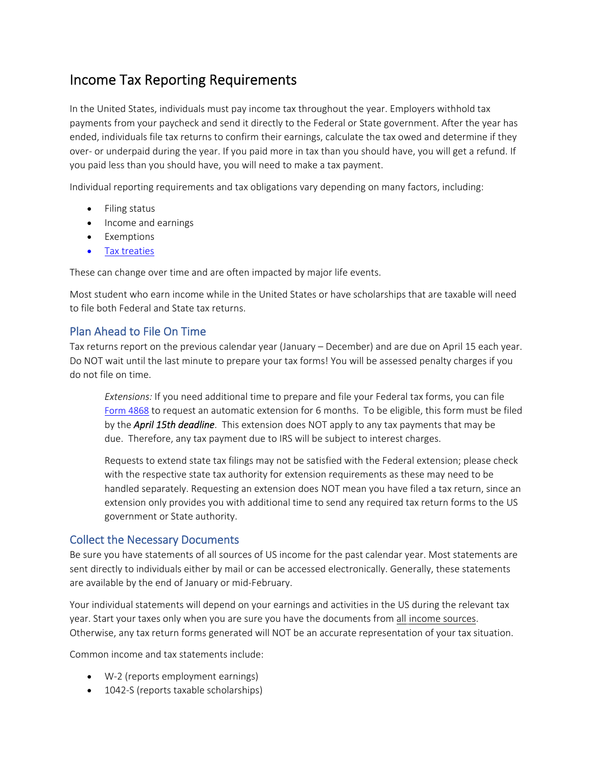# Income Tax Reporting Requirements

In the United States, individuals must pay income tax throughout the year. Employers withhold tax payments from your paycheck and send it directly to the Federal or State government. After the year has ended, individuals file tax returns to confirm their earnings, calculate the tax owed and determine if they over- or underpaid during the year. If you paid more in tax than you should have, you will get a refund. If you paid less than you should have, you will need to make a tax payment.

Individual reporting requirements and tax obligations vary depending on many factors, including:

- Filing status
- Income and earnings
- Exemptions
- Tax treaties

These can change over time and are often impacted by major life events.

Most student who earn income while in the United States or have scholarships that are taxable will need to file both Federal and State tax returns.

## Plan Ahead to File On Time

Tax returns report on the previous calendar year (January – December) and are due on April 15 each year. Do NOT wait until the last minute to prepare your tax forms! You will be assessed penalty charges if you do not file on time.

> *Extensions:* If you need additional time to prepare and file your Federal tax forms, you can file Form 4868 to request an automatic extension for 6 months. To be eligible, this form must be filed by the ***April 15th deadline***. This extension does NOT apply to any tax payments that may be due. Therefore, any tax payment due to IRS will be subject to interest charges.
>
> Requests to extend state tax filings may not be satisfied with the Federal extension; please check with the respective state tax authority for extension requirements as these may need to be handled separately. Requesting an extension does NOT mean you have filed a tax return, since an extension only provides you with additional time to send any required tax return forms to the US government or State authority.

## Collect the Necessary Documents

Be sure you have statements of all sources of US income for the past calendar year. Most statements are sent directly to individuals either by mail or can be accessed electronically. Generally, these statements are available by the end of January or mid-February.

Your individual statements will depend on your earnings and activities in the US during the relevant tax year. Start your taxes only when you are sure you have the documents from all income sources. Otherwise, any tax return forms generated will NOT be an accurate representation of your tax situation.

Common income and tax statements include:

- W-2 (reports employment earnings)
- 1042-S (reports taxable scholarships)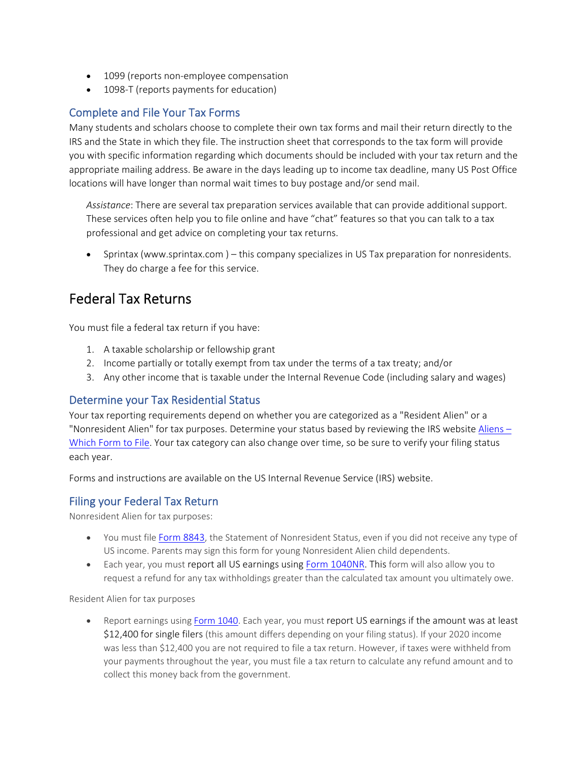- 1099 (reports non-employee compensation
- 1098-T (reports payments for education)

### Complete and File Your Tax Forms

Many students and scholars choose to complete their own tax forms and mail their return directly to the IRS and the State in which they file. The instruction sheet that corresponds to the tax form will provide you with specific information regarding which documents should be included with your tax return and the appropriate mailing address. Be aware in the days leading up to income tax deadline, many US Post Office locations will have longer than normal wait times to buy postage and/or send mail.

*Assistance*: There are several tax preparation services available that can provide additional support. These services often help you to file online and have "chat" features so that you can talk to a tax professional and get advice on completing your tax returns.

- Sprintax (www.sprintax.com ) – this company specializes in US Tax preparation for nonresidents. They do charge a fee for this service.

## Federal Tax Returns

You must file a federal tax return if you have:

1. A taxable scholarship or fellowship grant
2. Income partially or totally exempt from tax under the terms of a tax treaty; and/or
3. Any other income that is taxable under the Internal Revenue Code (including salary and wages)

### Determine your Tax Residential Status

Your tax reporting requirements depend on whether you are categorized as a "Resident Alien" or a "Nonresident Alien" for tax purposes. Determine your status based by reviewing the IRS website [Aliens – Which Form to File](). Your tax category can also change over time, so be sure to verify your filing status each year.

Forms and instructions are available on the US Internal Revenue Service (IRS) website.

### Filing your Federal Tax Return

Nonresident Alien for tax purposes:

- You must file [Form 8843](), the Statement of Nonresident Status, even if you did not receive any type of US income. Parents may sign this form for young Nonresident Alien child dependents.
- Each year, you must report all US earnings using [Form 1040NR](). This form will also allow you to request a refund for any tax withholdings greater than the calculated tax amount you ultimately owe.

Resident Alien for tax purposes

- Report earnings using [Form 1040](). Each year, you must report US earnings if the amount was at least $12,400 for single filers (this amount differs depending on your filing status). If your 2020 income was less than $12,400 you are not required to file a tax return. However, if taxes were withheld from your payments throughout the year, you must file a tax return to calculate any refund amount and to collect this money back from the government.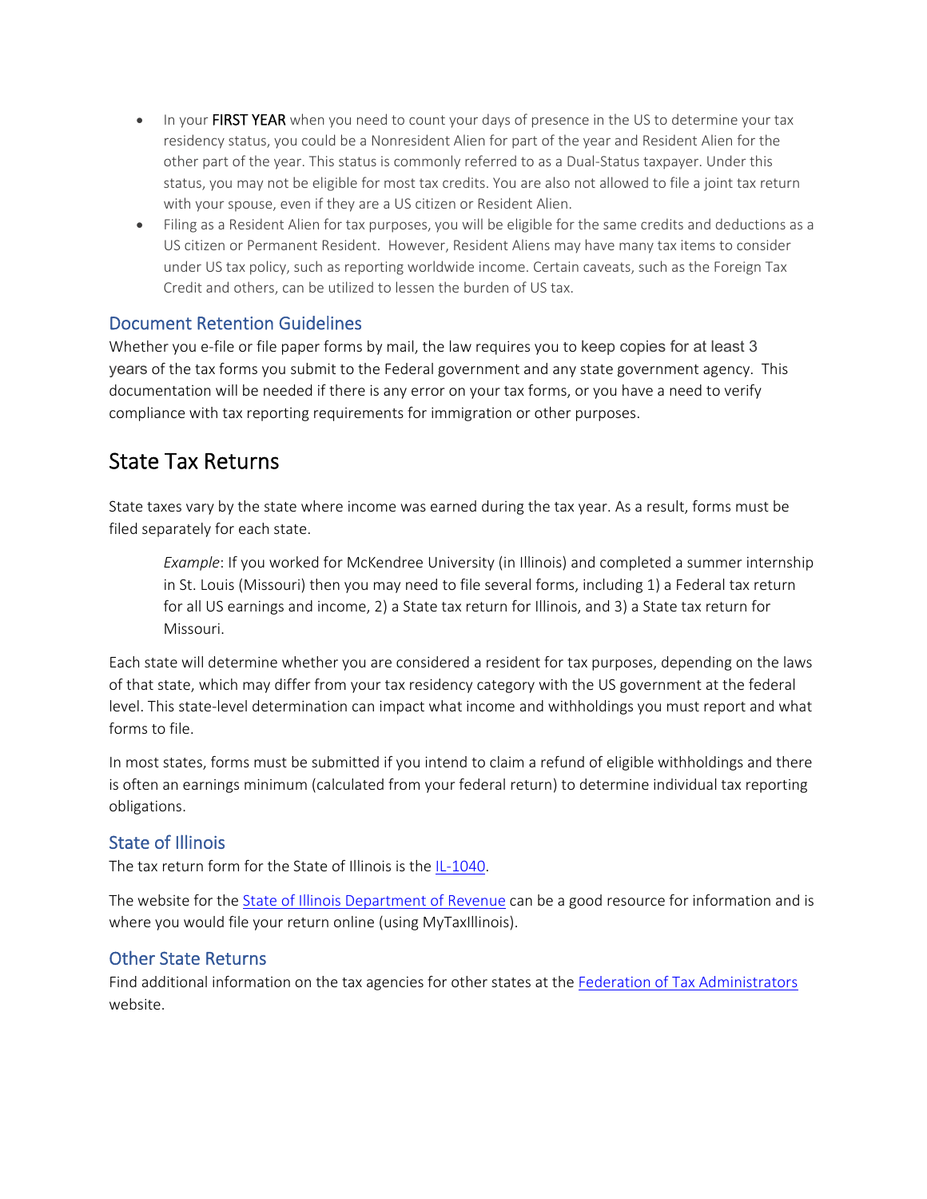- In your **FIRST YEAR** when you need to count your days of presence in the US to determine your tax residency status, you could be a Nonresident Alien for part of the year and Resident Alien for the other part of the year. This status is commonly referred to as a Dual-Status taxpayer. Under this status, you may not be eligible for most tax credits. You are also not allowed to file a joint tax return with your spouse, even if they are a US citizen or Resident Alien.
- Filing as a Resident Alien for tax purposes, you will be eligible for the same credits and deductions as a US citizen or Permanent Resident. However, Resident Aliens may have many tax items to consider under US tax policy, such as reporting worldwide income. Certain caveats, such as the Foreign Tax Credit and others, can be utilized to lessen the burden of US tax.

### Document Retention Guidelines

Whether you e-file or file paper forms by mail, the law requires you to keep copies for at least 3 years of the tax forms you submit to the Federal government and any state government agency. This documentation will be needed if there is any error on your tax forms, or you have a need to verify compliance with tax reporting requirements for immigration or other purposes.

## State Tax Returns

State taxes vary by the state where income was earned during the tax year. As a result, forms must be filed separately for each state.

> *Example*: If you worked for McKendree University (in Illinois) and completed a summer internship in St. Louis (Missouri) then you may need to file several forms, including 1) a Federal tax return for all US earnings and income, 2) a State tax return for Illinois, and 3) a State tax return for Missouri.

Each state will determine whether you are considered a resident for tax purposes, depending on the laws of that state, which may differ from your tax residency category with the US government at the federal level. This state-level determination can impact what income and withholdings you must report and what forms to file.

In most states, forms must be submitted if you intend to claim a refund of eligible withholdings and there is often an earnings minimum (calculated from your federal return) to determine individual tax reporting obligations.

### State of Illinois

The tax return form for the State of Illinois is the IL-1040.

The website for the State of Illinois Department of Revenue can be a good resource for information and is where you would file your return online (using MyTaxIllinois).

### Other State Returns

Find additional information on the tax agencies for other states at the Federation of Tax Administrators website.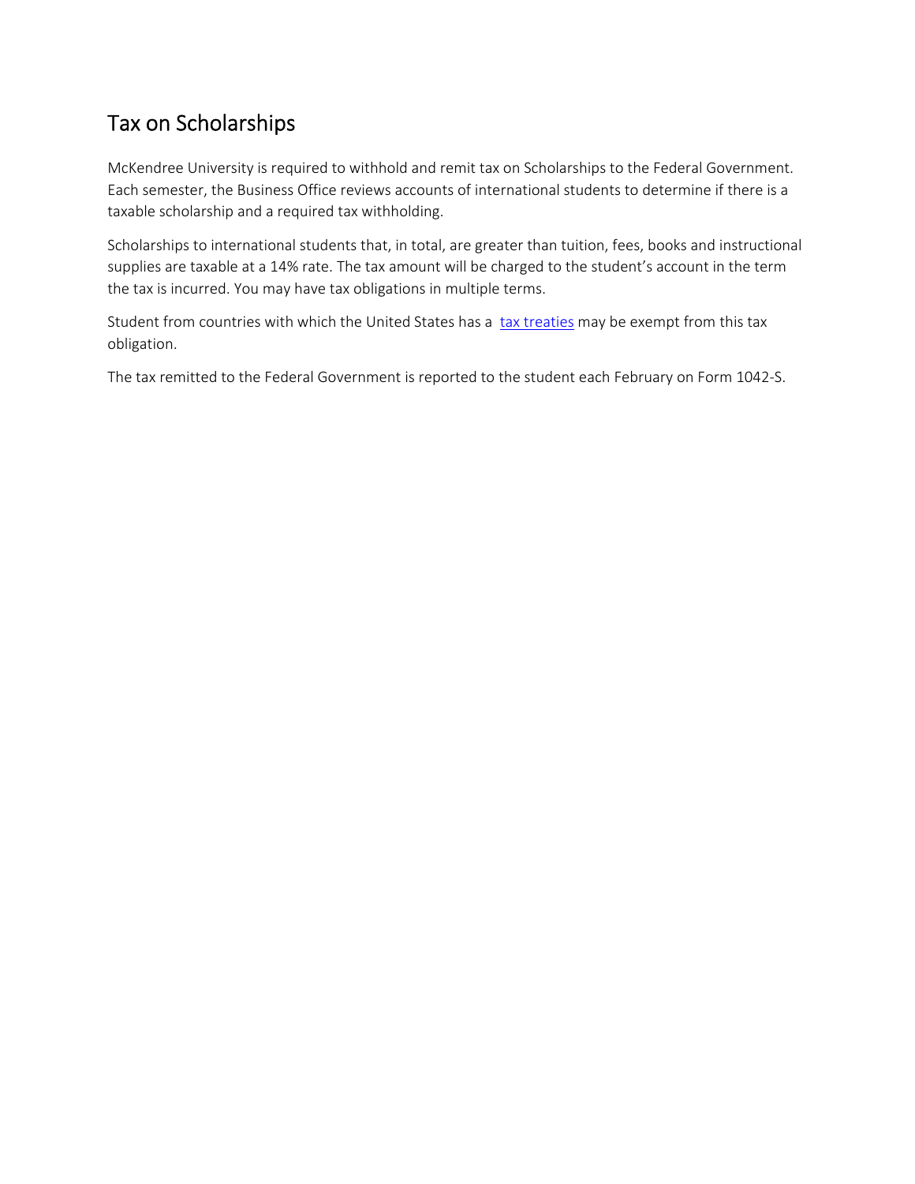## Tax on Scholarships

McKendree University is required to withhold and remit tax on Scholarships to the Federal Government. Each semester, the Business Office reviews accounts of international students to determine if there is a taxable scholarship and a required tax withholding.

Scholarships to international students that, in total, are greater than tuition, fees, books and instructional supplies are taxable at a 14% rate. The tax amount will be charged to the student's account in the term the tax is incurred. You may have tax obligations in multiple terms.

Student from countries with which the United States has a tax treaties may be exempt from this tax obligation.

The tax remitted to the Federal Government is reported to the student each February on Form 1042-S.